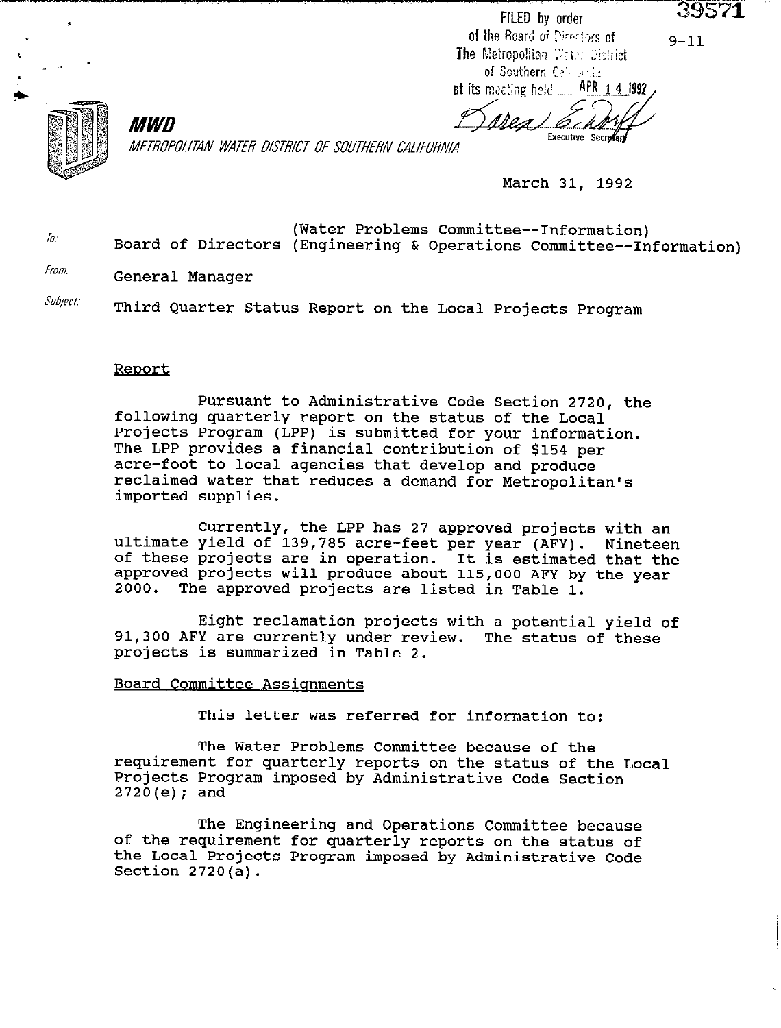FILED by order of the Board of Directors of The Metropolitan Water District of Southern California at its meeting held APR 14 1992

Executive Secretary

39571

9-11

**MWD**

*METROPOLITAN WATER DISTRICT OF SOUTHERN CALIFORNIA*

March 31, 1992

To: Board of Directors (Water Problems Committee--Information) (Engineering & Operations Committee--Information)

From: General Manager

Subject: Third Quarter Status Report on the Local Projects Program

Report

Pursuant to Administrative Code Section 2720, the following quarterly report on the status of the Local Projects Program (LPP) is submitted for your information. The LPP provides a financial contribution of $154 per acre-foot to local agencies that develop and produce reclaimed water that reduces a demand for Metropolitan's imported supplies.

Currently, the LPP has 27 approved projects with an ultimate yield of 139,785 acre-feet per year (AFY). Nineteen of these projects are in operation. It is estimated that the approved projects will produce about 115,000 AFY by the year 2000. The approved projects are listed in Table 1.

Eight reclamation projects with a potential yield of 91,300 AFY are currently under review. The status of these projects is summarized in Table 2.

Board Committee Assignments

This letter was referred for information to:

The Water Problems Committee because of the requirement for quarterly reports on the status of the Local Projects Program imposed by Administrative Code Section 2720(e); and

The Engineering and Operations Committee because of the requirement for quarterly reports on the status of the Local Projects Program imposed by Administrative Code Section 2720(a).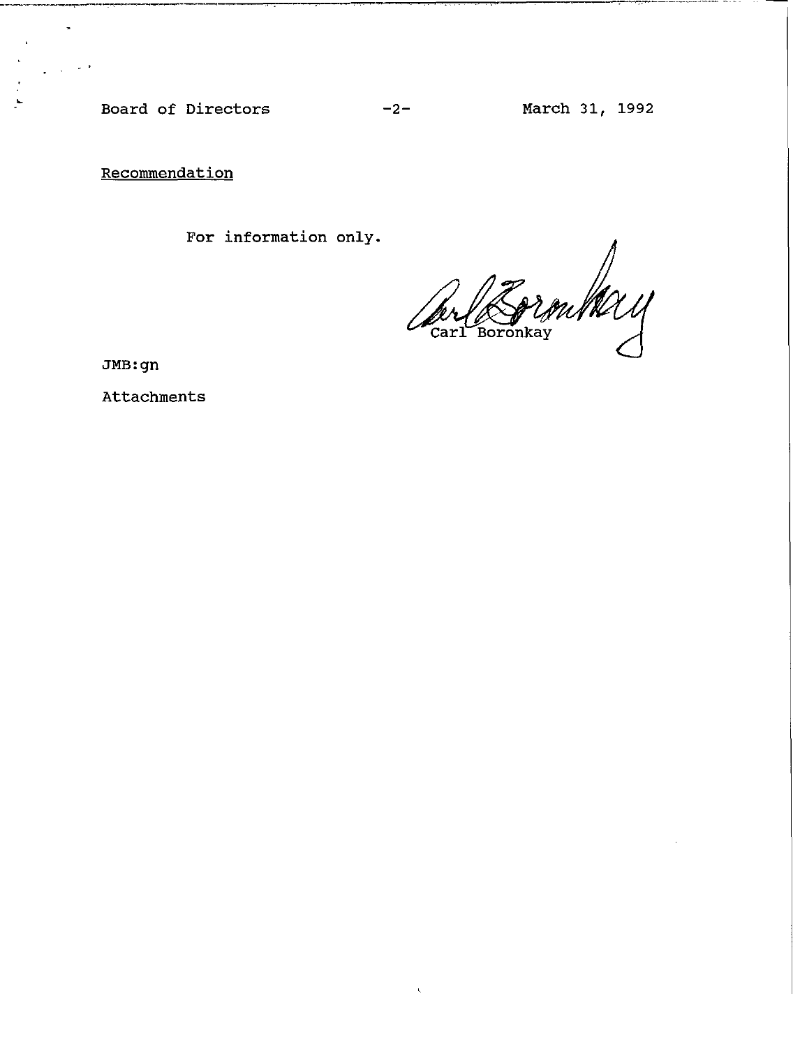## Recommendation

For information only.

Carl Boronkay

JMB:gn

Attachments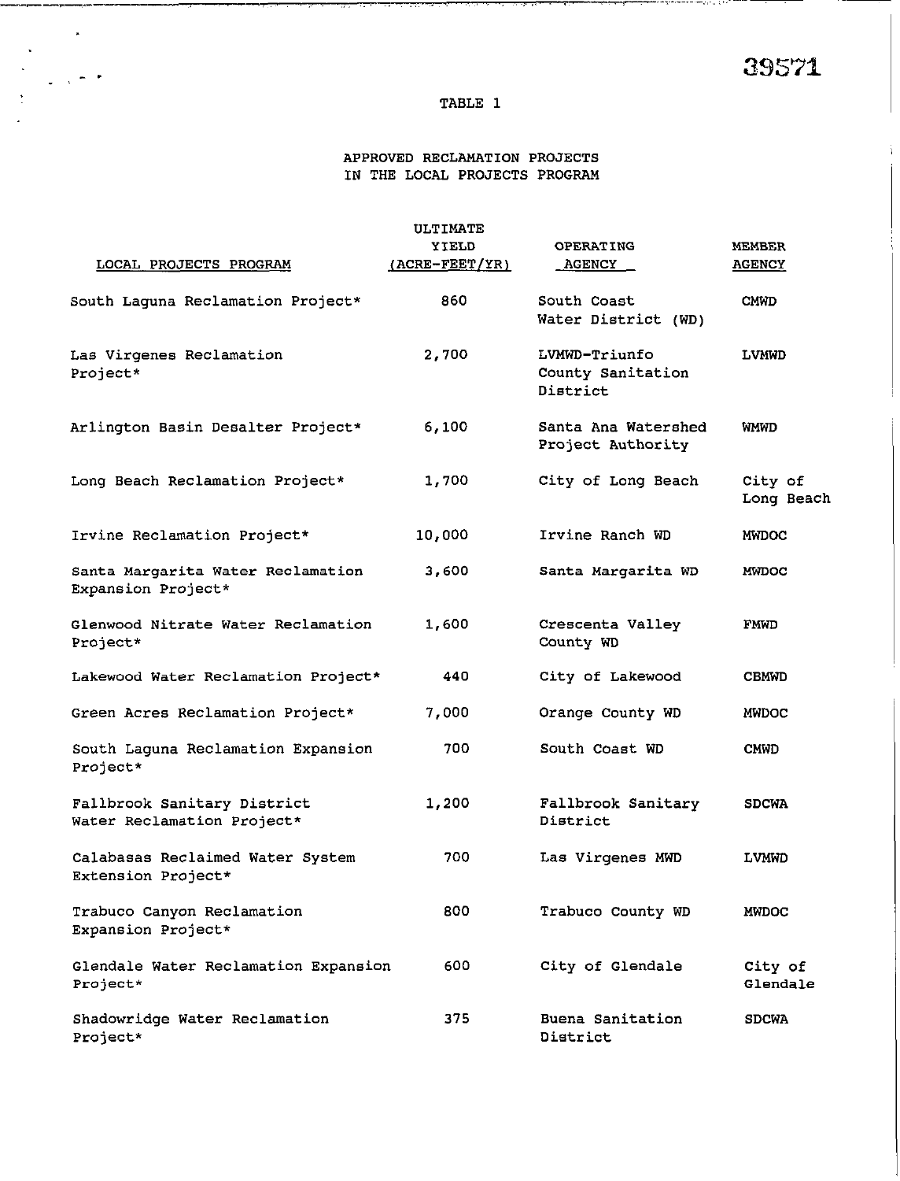TABLE 1

APPROVED RECLAMATION PROJECTS
IN THE LOCAL PROJECTS PROGRAM

| LOCAL PROJECTS PROGRAM | ULTIMATE YIELD (ACRE-FEET/YR) | OPERATING AGENCY | MEMBER AGENCY |
|---|---|---|---|
| South Laguna Reclamation Project* | 860 | South Coast Water District (WD) | CMWD |
| Las Virgenes Reclamation Project* | 2,700 | LVMWD-Triunfo County Sanitation District | LVMWD |
| Arlington Basin Desalter Project* | 6,100 | Santa Ana Watershed Project Authority | WMWD |
| Long Beach Reclamation Project* | 1,700 | City of Long Beach | City of Long Beach |
| Irvine Reclamation Project* | 10,000 | Irvine Ranch WD | MWDOC |
| Santa Margarita Water Reclamation Expansion Project* | 3,600 | Santa Margarita WD | MWDOC |
| Glenwood Nitrate Water Reclamation Project* | 1,600 | Crescenta Valley County WD | FMWD |
| Lakewood Water Reclamation Project* | 440 | City of Lakewood | CBMWD |
| Green Acres Reclamation Project* | 7,000 | Orange County WD | MWDOC |
| South Laguna Reclamation Expansion Project* | 700 | South Coast WD | CMWD |
| Fallbrook Sanitary District Water Reclamation Project* | 1,200 | Fallbrook Sanitary District | SDCWA |
| Calabasas Reclaimed Water System Extension Project* | 700 | Las Virgenes MWD | LVMWD |
| Trabuco Canyon Reclamation Expansion Project* | 800 | Trabuco County WD | MWDOC |
| Glendale Water Reclamation Expansion Project* | 600 | City of Glendale | City of Glendale |
| Shadowridge Water Reclamation Project* | 375 | Buena Sanitation District | SDCWA |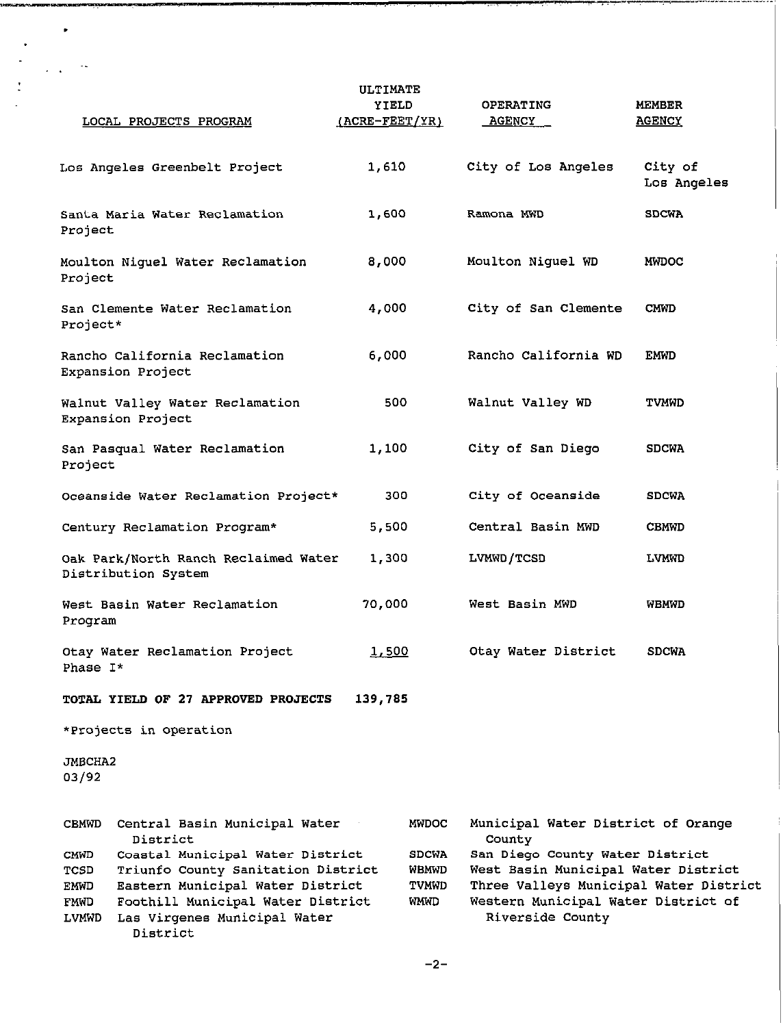| LOCAL PROJECTS PROGRAM | ULTIMATE YIELD (ACRE-FEET/YR) | OPERATING AGENCY | MEMBER AGENCY |
|---|---|---|---|
| Los Angeles Greenbelt Project | 1,610 | City of Los Angeles | City of Los Angeles |
| Santa Maria Water Reclamation Project | 1,600 | Ramona MWD | SDCWA |
| Moulton Niguel Water Reclamation Project | 8,000 | Moulton Niguel WD | MWDOC |
| San Clemente Water Reclamation Project* | 4,000 | City of San Clemente | CMWD |
| Rancho California Reclamation Expansion Project | 6,000 | Rancho California WD | EMWD |
| Walnut Valley Water Reclamation Expansion Project | 500 | Walnut Valley WD | TVMWD |
| San Pasqual Water Reclamation Project | 1,100 | City of San Diego | SDCWA |
| Oceanside Water Reclamation Project* | 300 | City of Oceanside | SDCWA |
| Century Reclamation Program* | 5,500 | Central Basin MWD | CBMWD |
| Oak Park/North Ranch Reclaimed Water Distribution System | 1,300 | LVMWD/TCSD | LVMWD |
| West Basin Water Reclamation Program | 70,000 | West Basin MWD | WBMWD |
| Otay Water Reclamation Project Phase I* | 1,500 | Otay Water District | SDCWA |
| **TOTAL YIELD OF 27 APPROVED PROJECTS** | **139,785** | | |

*Projects in operation

JMBCHA2
03/92

| | | | |
|---|---|---|---|
| CBMWD | Central Basin Municipal Water District | MWDOC | Municipal Water District of Orange County |
| CMWD | Coastal Municipal Water District | SDCWA | San Diego County Water District |
| TCSD | Triunfo County Sanitation District | WBMWD | West Basin Municipal Water District |
| EMWD | Eastern Municipal Water District | TVMWD | Three Valleys Municipal Water District |
| FMWD | Foothill Municipal Water District | WMWD | Western Municipal Water District of Riverside County |
| LVMWD | Las Virgenes Municipal Water District | | |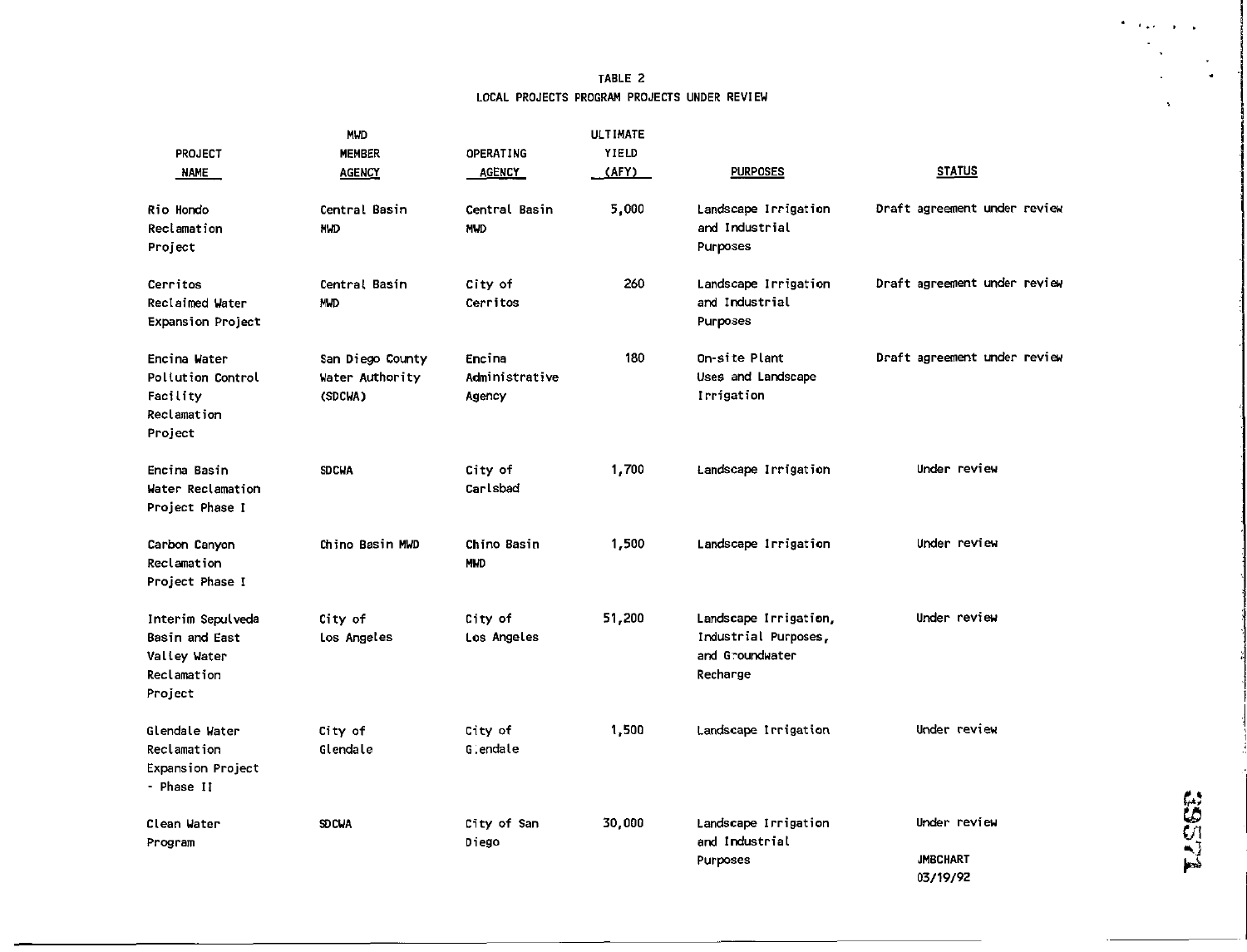TABLE 2

LOCAL PROJECTS PROGRAM PROJECTS UNDER REVIEW

| PROJECT NAME | MWD MEMBER AGENCY | OPERATING AGENCY | ULTIMATE YIELD (AFY) | PURPOSES | STATUS |
|---|---|---|---|---|---|
| Rio Hondo Reclamation Project | Central Basin MWD | Central Basin MWD | 5,000 | Landscape Irrigation and Industrial Purposes | Draft agreement under review |
| Cerritos Reclaimed Water Expansion Project | Central Basin MWD | City of Cerritos | 260 | Landscape Irrigation and Industrial Purposes | Draft agreement under review |
| Encina Water Pollution Control Facility Reclamation Project | San Diego County Water Authority (SDCWA) | Encina Administrative Agency | 180 | On-site Plant Uses and Landscape Irrigation | Draft agreement under review |
| Encina Basin Water Reclamation Project Phase I | SDCWA | City of Carlsbad | 1,700 | Landscape Irrigation | Under review |
| Carbon Canyon Reclamation Project Phase I | Chino Basin MWD | Chino Basin MWD | 1,500 | Landscape Irrigation | Under review |
| Interim Sepulveda Basin and East Valley Water Reclamation Project | City of Los Angeles | City of Los Angeles | 51,200 | Landscape Irrigation, Industrial Purposes, and Groundwater Recharge | Under review |
| Glendale Water Reclamation Expansion Project - Phase II | City of Glendale | City of Glendale | 1,500 | Landscape Irrigation | Under review |
| Clean Water Program | SDCWA | City of San Diego | 30,000 | Landscape Irrigation and Industrial Purposes | Under review |

JMBCHART
03/19/92